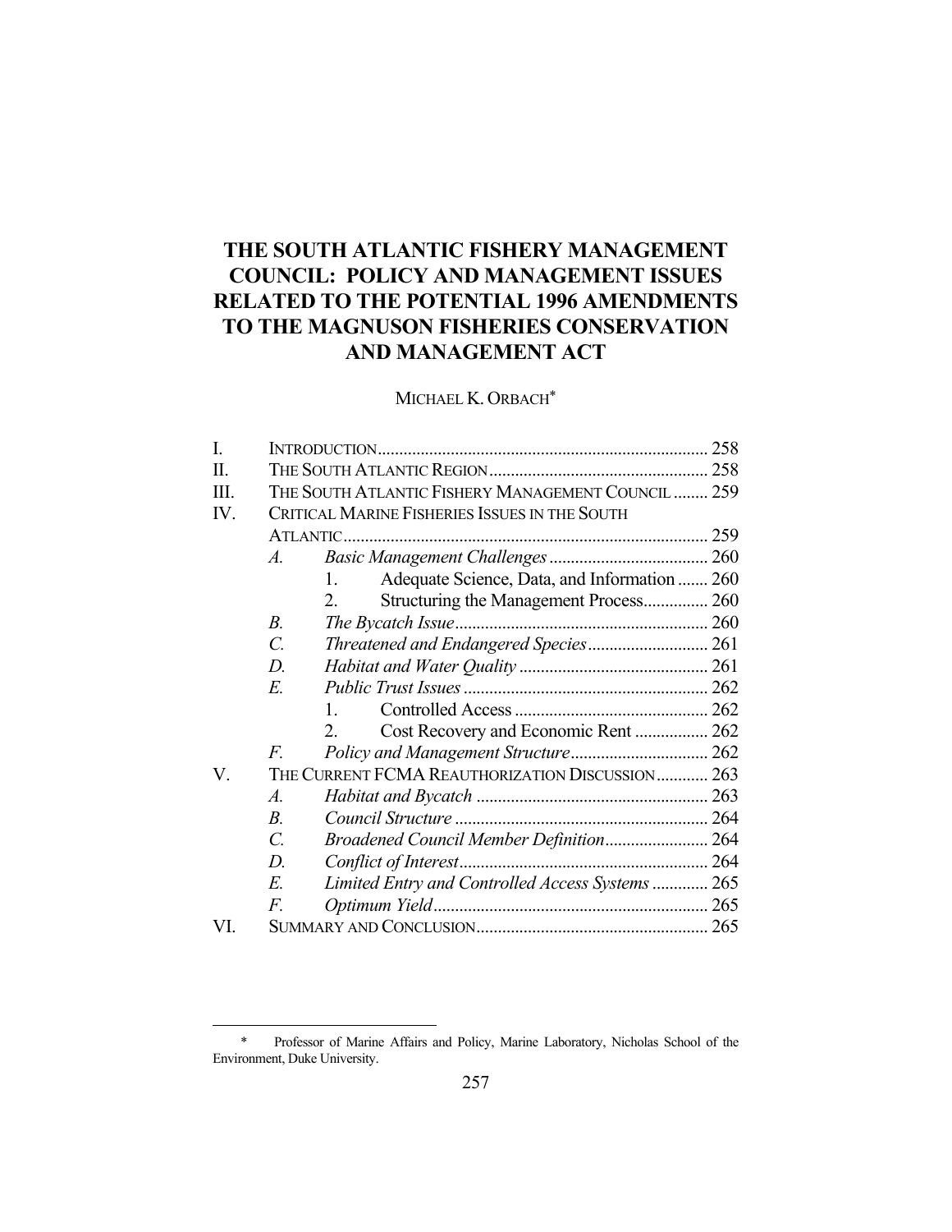# THE SOUTH ATLANTIC FISHERY MANAGEMENT COUNCIL: POLICY AND MANAGEMENT ISSUES RELATED TO THE POTENTIAL 1996 AMENDMENTS TO THE MAGNUSON FISHERIES CONSERVATION AND MANAGEMENT ACT

MICHAEL K. ORBACH*

| | | | |
|---|---|---|---|
| I. | INTRODUCTION | | 258 |
| II. | THE SOUTH ATLANTIC REGION | | 258 |
| III. | THE SOUTH ATLANTIC FISHERY MANAGEMENT COUNCIL | | 259 |
| IV. | CRITICAL MARINE FISHERIES ISSUES IN THE SOUTH ATLANTIC | | 259 |
| | *A.* | *Basic Management Challenges* | 260 |
| | | 1. Adequate Science, Data, and Information | 260 |
| | | 2. Structuring the Management Process | 260 |
| | *B.* | *The Bycatch Issue* | 260 |
| | *C.* | *Threatened and Endangered Species* | 261 |
| | *D.* | *Habitat and Water Quality* | 261 |
| | *E.* | *Public Trust Issues* | 262 |
| | | 1. Controlled Access | 262 |
| | | 2. Cost Recovery and Economic Rent | 262 |
| | *F.* | *Policy and Management Structure* | 262 |
| V. | THE CURRENT FCMA REAUTHORIZATION DISCUSSION | | 263 |
| | *A.* | *Habitat and Bycatch* | 263 |
| | *B.* | *Council Structure* | 264 |
| | *C.* | *Broadened Council Member Definition* | 264 |
| | *D.* | *Conflict of Interest* | 264 |
| | *E.* | *Limited Entry and Controlled Access Systems* | 265 |
| | *F.* | *Optimum Yield* | 265 |
| VI. | SUMMARY AND CONCLUSION | | 265 |

\* Professor of Marine Affairs and Policy, Marine Laboratory, Nicholas School of the Environment, Duke University.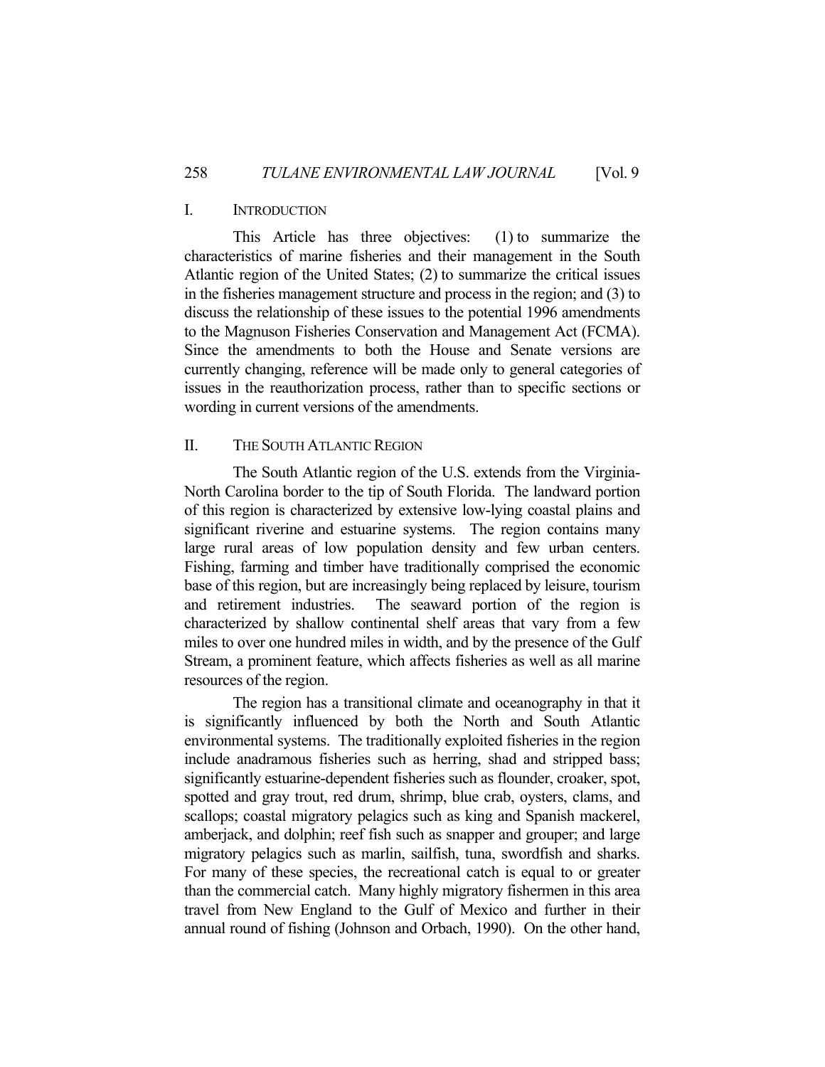## I. INTRODUCTION

This Article has three objectives: (1) to summarize the characteristics of marine fisheries and their management in the South Atlantic region of the United States; (2) to summarize the critical issues in the fisheries management structure and process in the region; and (3) to discuss the relationship of these issues to the potential 1996 amendments to the Magnuson Fisheries Conservation and Management Act (FCMA). Since the amendments to both the House and Senate versions are currently changing, reference will be made only to general categories of issues in the reauthorization process, rather than to specific sections or wording in current versions of the amendments.

## II. THE SOUTH ATLANTIC REGION

The South Atlantic region of the U.S. extends from the Virginia-North Carolina border to the tip of South Florida. The landward portion of this region is characterized by extensive low-lying coastal plains and significant riverine and estuarine systems. The region contains many large rural areas of low population density and few urban centers. Fishing, farming and timber have traditionally comprised the economic base of this region, but are increasingly being replaced by leisure, tourism and retirement industries. The seaward portion of the region is characterized by shallow continental shelf areas that vary from a few miles to over one hundred miles in width, and by the presence of the Gulf Stream, a prominent feature, which affects fisheries as well as all marine resources of the region.

The region has a transitional climate and oceanography in that it is significantly influenced by both the North and South Atlantic environmental systems. The traditionally exploited fisheries in the region include anadramous fisheries such as herring, shad and stripped bass; significantly estuarine-dependent fisheries such as flounder, croaker, spot, spotted and gray trout, red drum, shrimp, blue crab, oysters, clams, and scallops; coastal migratory pelagics such as king and Spanish mackerel, amberjack, and dolphin; reef fish such as snapper and grouper; and large migratory pelagics such as marlin, sailfish, tuna, swordfish and sharks. For many of these species, the recreational catch is equal to or greater than the commercial catch. Many highly migratory fishermen in this area travel from New England to the Gulf of Mexico and further in their annual round of fishing (Johnson and Orbach, 1990). On the other hand,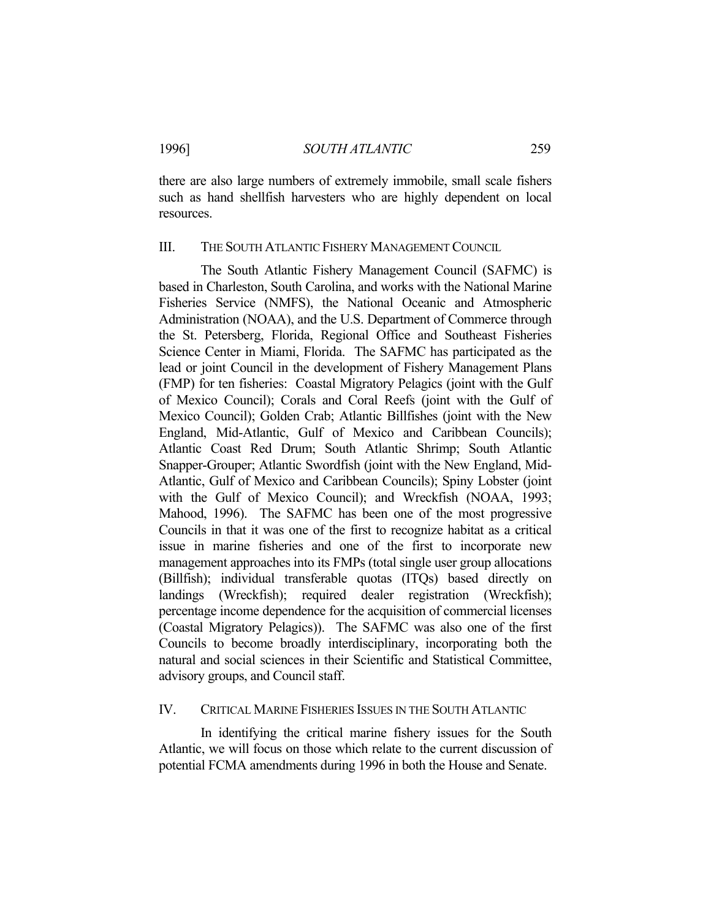there are also large numbers of extremely immobile, small scale fishers such as hand shellfish harvesters who are highly dependent on local resources.

## III. THE SOUTH ATLANTIC FISHERY MANAGEMENT COUNCIL

The South Atlantic Fishery Management Council (SAFMC) is based in Charleston, South Carolina, and works with the National Marine Fisheries Service (NMFS), the National Oceanic and Atmospheric Administration (NOAA), and the U.S. Department of Commerce through the St. Petersberg, Florida, Regional Office and Southeast Fisheries Science Center in Miami, Florida. The SAFMC has participated as the lead or joint Council in the development of Fishery Management Plans (FMP) for ten fisheries: Coastal Migratory Pelagics (joint with the Gulf of Mexico Council); Corals and Coral Reefs (joint with the Gulf of Mexico Council); Golden Crab; Atlantic Billfishes (joint with the New England, Mid-Atlantic, Gulf of Mexico and Caribbean Councils); Atlantic Coast Red Drum; South Atlantic Shrimp; South Atlantic Snapper-Grouper; Atlantic Swordfish (joint with the New England, Mid-Atlantic, Gulf of Mexico and Caribbean Councils); Spiny Lobster (joint with the Gulf of Mexico Council); and Wreckfish (NOAA, 1993; Mahood, 1996). The SAFMC has been one of the most progressive Councils in that it was one of the first to recognize habitat as a critical issue in marine fisheries and one of the first to incorporate new management approaches into its FMPs (total single user group allocations (Billfish); individual transferable quotas (ITQs) based directly on landings (Wreckfish); required dealer registration (Wreckfish); percentage income dependence for the acquisition of commercial licenses (Coastal Migratory Pelagics)). The SAFMC was also one of the first Councils to become broadly interdisciplinary, incorporating both the natural and social sciences in their Scientific and Statistical Committee, advisory groups, and Council staff.

## IV. CRITICAL MARINE FISHERIES ISSUES IN THE SOUTH ATLANTIC

In identifying the critical marine fishery issues for the South Atlantic, we will focus on those which relate to the current discussion of potential FCMA amendments during 1996 in both the House and Senate.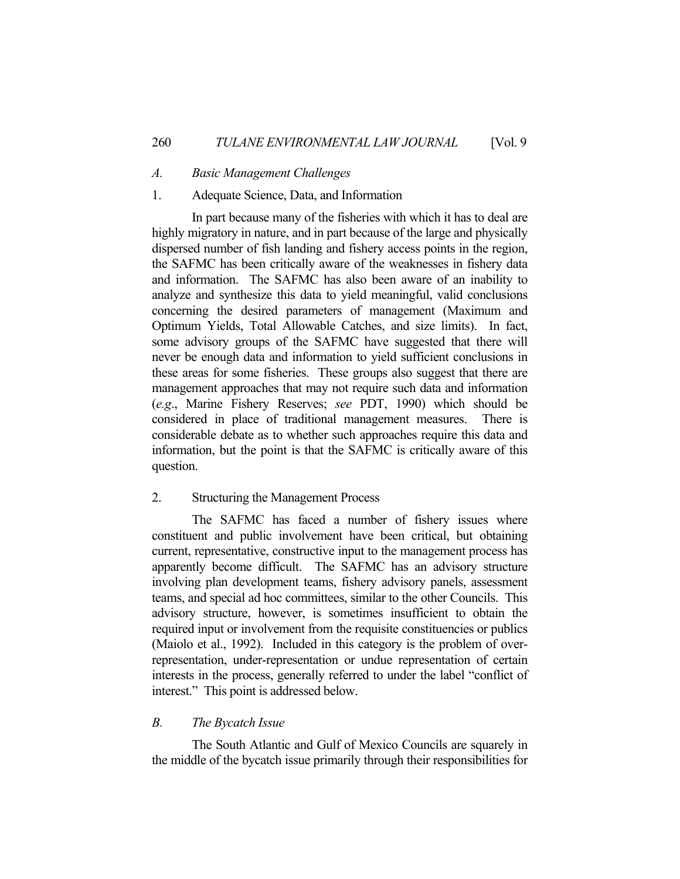### *A. Basic Management Challenges*

#### 1. Adequate Science, Data, and Information

In part because many of the fisheries with which it has to deal are highly migratory in nature, and in part because of the large and physically dispersed number of fish landing and fishery access points in the region, the SAFMC has been critically aware of the weaknesses in fishery data and information. The SAFMC has also been aware of an inability to analyze and synthesize this data to yield meaningful, valid conclusions concerning the desired parameters of management (Maximum and Optimum Yields, Total Allowable Catches, and size limits). In fact, some advisory groups of the SAFMC have suggested that there will never be enough data and information to yield sufficient conclusions in these areas for some fisheries. These groups also suggest that there are management approaches that may not require such data and information (*e.g*., Marine Fishery Reserves; *see* PDT, 1990) which should be considered in place of traditional management measures. There is considerable debate as to whether such approaches require this data and information, but the point is that the SAFMC is critically aware of this question.

#### 2. Structuring the Management Process

The SAFMC has faced a number of fishery issues where constituent and public involvement have been critical, but obtaining current, representative, constructive input to the management process has apparently become difficult. The SAFMC has an advisory structure involving plan development teams, fishery advisory panels, assessment teams, and special ad hoc committees, similar to the other Councils. This advisory structure, however, is sometimes insufficient to obtain the required input or involvement from the requisite constituencies or publics (Maiolo et al., 1992). Included in this category is the problem of over-representation, under-representation or undue representation of certain interests in the process, generally referred to under the label "conflict of interest." This point is addressed below.

### *B. The Bycatch Issue*

The South Atlantic and Gulf of Mexico Councils are squarely in the middle of the bycatch issue primarily through their responsibilities for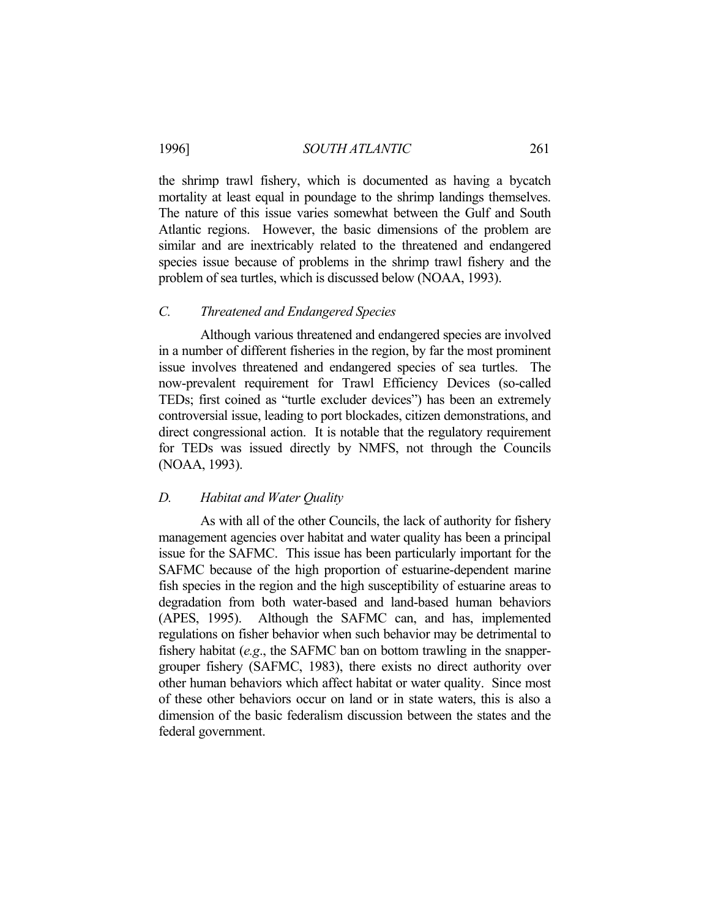the shrimp trawl fishery, which is documented as having a bycatch mortality at least equal in poundage to the shrimp landings themselves. The nature of this issue varies somewhat between the Gulf and South Atlantic regions. However, the basic dimensions of the problem are similar and are inextricably related to the threatened and endangered species issue because of problems in the shrimp trawl fishery and the problem of sea turtles, which is discussed below (NOAA, 1993).

### *C. Threatened and Endangered Species*

Although various threatened and endangered species are involved in a number of different fisheries in the region, by far the most prominent issue involves threatened and endangered species of sea turtles. The now-prevalent requirement for Trawl Efficiency Devices (so-called TEDs; first coined as "turtle excluder devices") has been an extremely controversial issue, leading to port blockades, citizen demonstrations, and direct congressional action. It is notable that the regulatory requirement for TEDs was issued directly by NMFS, not through the Councils (NOAA, 1993).

### *D. Habitat and Water Quality*

As with all of the other Councils, the lack of authority for fishery management agencies over habitat and water quality has been a principal issue for the SAFMC. This issue has been particularly important for the SAFMC because of the high proportion of estuarine-dependent marine fish species in the region and the high susceptibility of estuarine areas to degradation from both water-based and land-based human behaviors (APES, 1995). Although the SAFMC can, and has, implemented regulations on fisher behavior when such behavior may be detrimental to fishery habitat (*e.g*., the SAFMC ban on bottom trawling in the snapper-grouper fishery (SAFMC, 1983), there exists no direct authority over other human behaviors which affect habitat or water quality. Since most of these other behaviors occur on land or in state waters, this is also a dimension of the basic federalism discussion between the states and the federal government.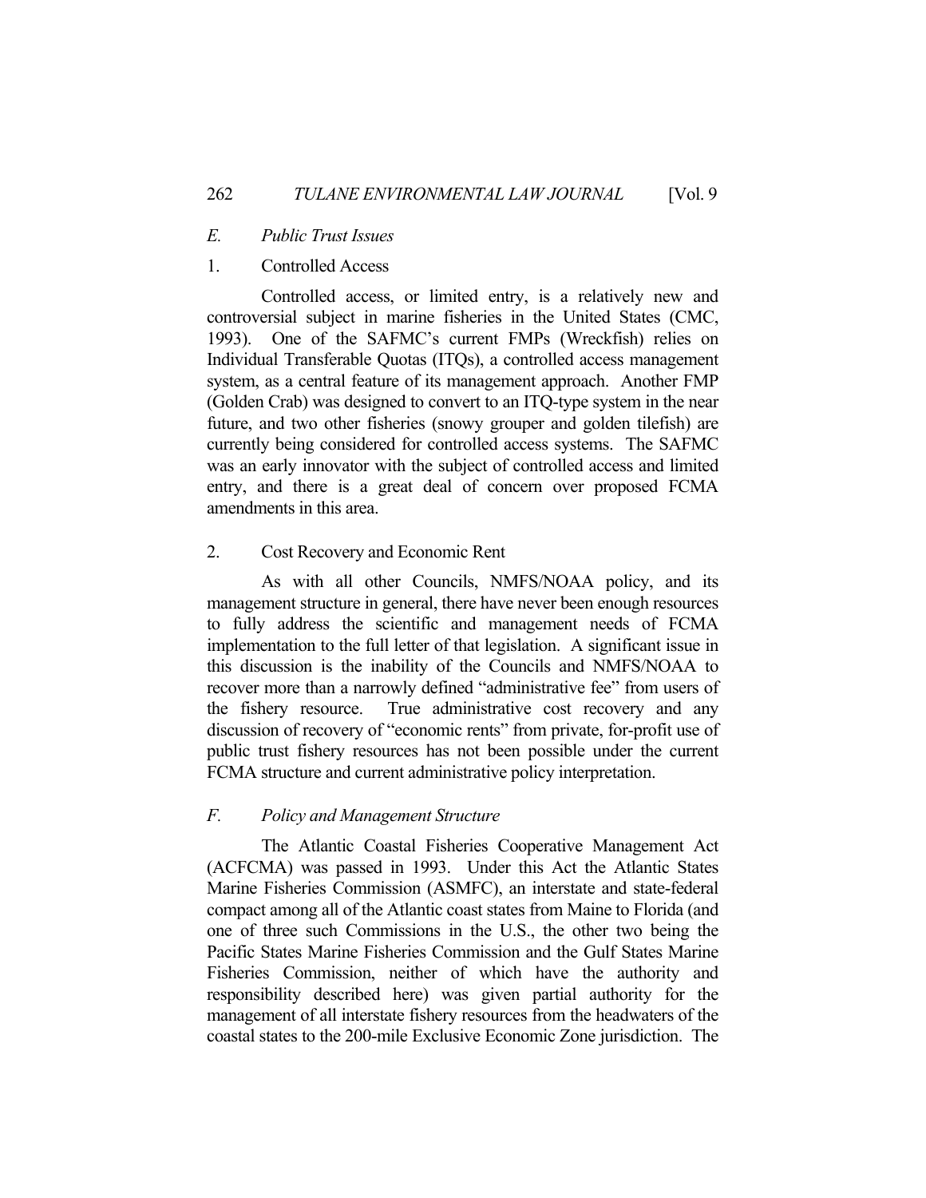### *E. Public Trust Issues*

#### 1. Controlled Access

Controlled access, or limited entry, is a relatively new and controversial subject in marine fisheries in the United States (CMC, 1993). One of the SAFMC's current FMPs (Wreckfish) relies on Individual Transferable Quotas (ITQs), a controlled access management system, as a central feature of its management approach. Another FMP (Golden Crab) was designed to convert to an ITQ-type system in the near future, and two other fisheries (snowy grouper and golden tilefish) are currently being considered for controlled access systems. The SAFMC was an early innovator with the subject of controlled access and limited entry, and there is a great deal of concern over proposed FCMA amendments in this area.

#### 2. Cost Recovery and Economic Rent

As with all other Councils, NMFS/NOAA policy, and its management structure in general, there have never been enough resources to fully address the scientific and management needs of FCMA implementation to the full letter of that legislation. A significant issue in this discussion is the inability of the Councils and NMFS/NOAA to recover more than a narrowly defined "administrative fee" from users of the fishery resource. True administrative cost recovery and any discussion of recovery of "economic rents" from private, for-profit use of public trust fishery resources has not been possible under the current FCMA structure and current administrative policy interpretation.

### *F. Policy and Management Structure*

The Atlantic Coastal Fisheries Cooperative Management Act (ACFCMA) was passed in 1993. Under this Act the Atlantic States Marine Fisheries Commission (ASMFC), an interstate and state-federal compact among all of the Atlantic coast states from Maine to Florida (and one of three such Commissions in the U.S., the other two being the Pacific States Marine Fisheries Commission and the Gulf States Marine Fisheries Commission, neither of which have the authority and responsibility described here) was given partial authority for the management of all interstate fishery resources from the headwaters of the coastal states to the 200-mile Exclusive Economic Zone jurisdiction. The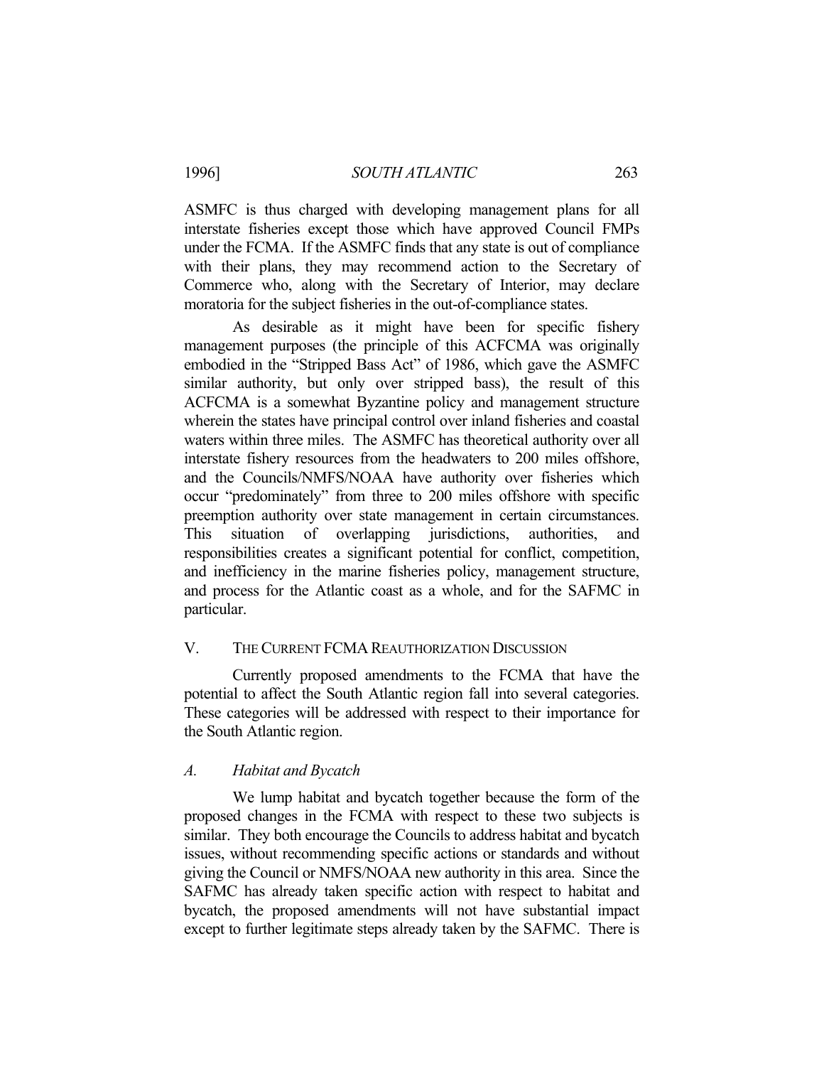ASMFC is thus charged with developing management plans for all interstate fisheries except those which have approved Council FMPs under the FCMA. If the ASMFC finds that any state is out of compliance with their plans, they may recommend action to the Secretary of Commerce who, along with the Secretary of Interior, may declare moratoria for the subject fisheries in the out-of-compliance states.

As desirable as it might have been for specific fishery management purposes (the principle of this ACFCMA was originally embodied in the "Stripped Bass Act" of 1986, which gave the ASMFC similar authority, but only over stripped bass), the result of this ACFCMA is a somewhat Byzantine policy and management structure wherein the states have principal control over inland fisheries and coastal waters within three miles. The ASMFC has theoretical authority over all interstate fishery resources from the headwaters to 200 miles offshore, and the Councils/NMFS/NOAA have authority over fisheries which occur "predominately" from three to 200 miles offshore with specific preemption authority over state management in certain circumstances. This situation of overlapping jurisdictions, authorities, and responsibilities creates a significant potential for conflict, competition, and inefficiency in the marine fisheries policy, management structure, and process for the Atlantic coast as a whole, and for the SAFMC in particular.

## V. THE CURRENT FCMA REAUTHORIZATION DISCUSSION

Currently proposed amendments to the FCMA that have the potential to affect the South Atlantic region fall into several categories. These categories will be addressed with respect to their importance for the South Atlantic region.

### *A. Habitat and Bycatch*

We lump habitat and bycatch together because the form of the proposed changes in the FCMA with respect to these two subjects is similar. They both encourage the Councils to address habitat and bycatch issues, without recommending specific actions or standards and without giving the Council or NMFS/NOAA new authority in this area. Since the SAFMC has already taken specific action with respect to habitat and bycatch, the proposed amendments will not have substantial impact except to further legitimate steps already taken by the SAFMC. There is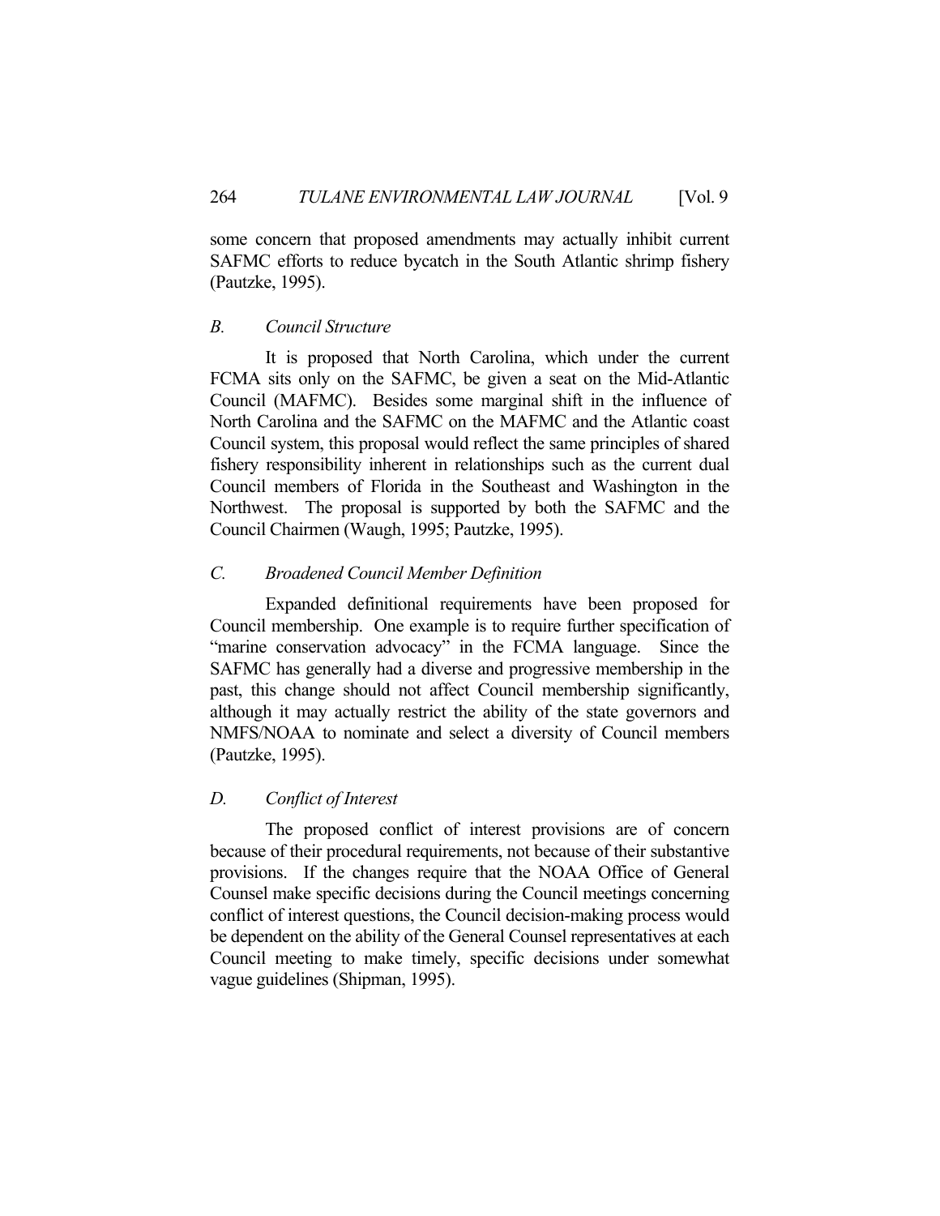some concern that proposed amendments may actually inhibit current SAFMC efforts to reduce bycatch in the South Atlantic shrimp fishery (Pautzke, 1995).

### *B. Council Structure*

It is proposed that North Carolina, which under the current FCMA sits only on the SAFMC, be given a seat on the Mid-Atlantic Council (MAFMC). Besides some marginal shift in the influence of North Carolina and the SAFMC on the MAFMC and the Atlantic coast Council system, this proposal would reflect the same principles of shared fishery responsibility inherent in relationships such as the current dual Council members of Florida in the Southeast and Washington in the Northwest. The proposal is supported by both the SAFMC and the Council Chairmen (Waugh, 1995; Pautzke, 1995).

### *C. Broadened Council Member Definition*

Expanded definitional requirements have been proposed for Council membership. One example is to require further specification of "marine conservation advocacy" in the FCMA language. Since the SAFMC has generally had a diverse and progressive membership in the past, this change should not affect Council membership significantly, although it may actually restrict the ability of the state governors and NMFS/NOAA to nominate and select a diversity of Council members (Pautzke, 1995).

### *D. Conflict of Interest*

The proposed conflict of interest provisions are of concern because of their procedural requirements, not because of their substantive provisions. If the changes require that the NOAA Office of General Counsel make specific decisions during the Council meetings concerning conflict of interest questions, the Council decision-making process would be dependent on the ability of the General Counsel representatives at each Council meeting to make timely, specific decisions under somewhat vague guidelines (Shipman, 1995).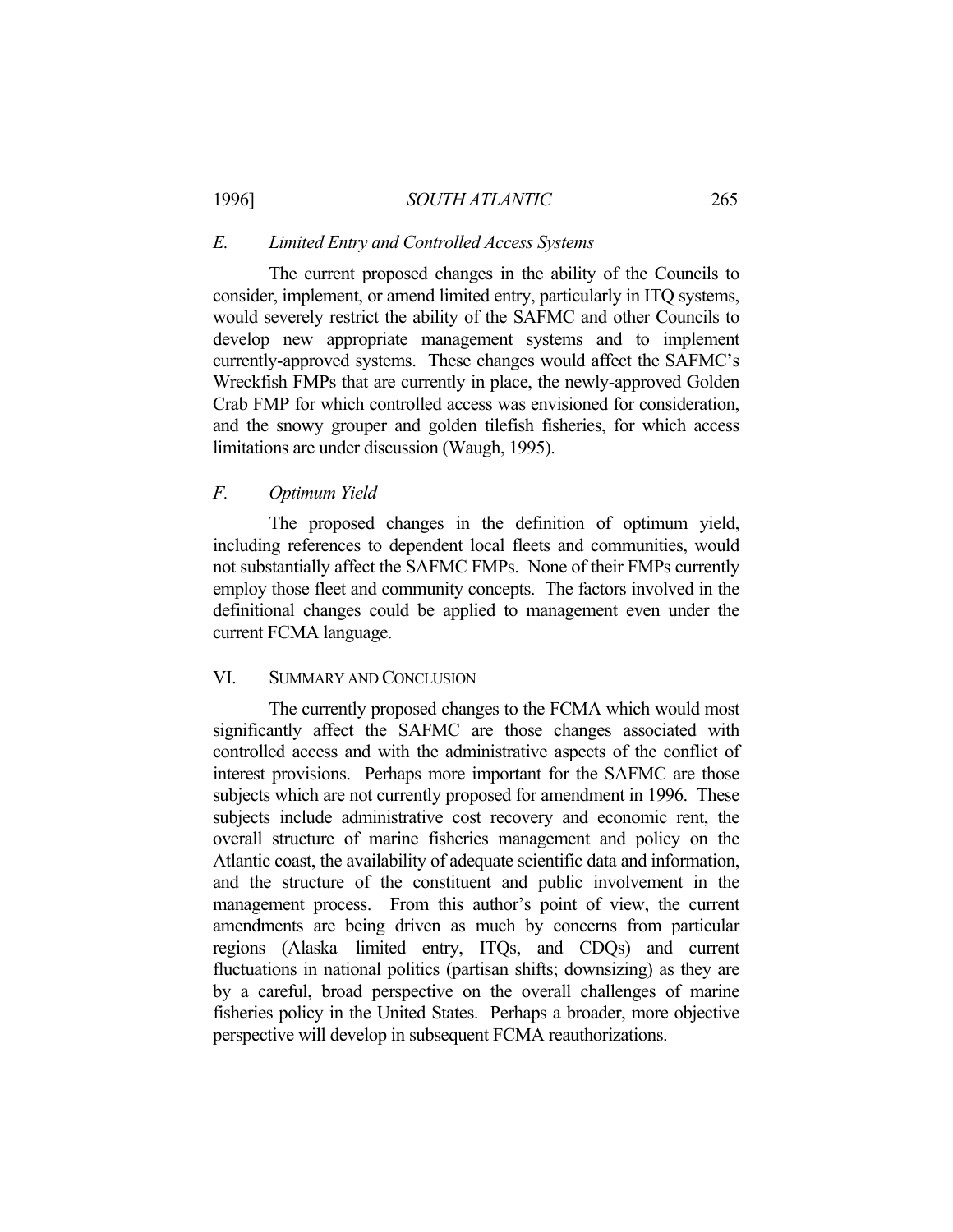### E. *Limited Entry and Controlled Access Systems*

The current proposed changes in the ability of the Councils to consider, implement, or amend limited entry, particularly in ITQ systems, would severely restrict the ability of the SAFMC and other Councils to develop new appropriate management systems and to implement currently-approved systems. These changes would affect the SAFMC's Wreckfish FMPs that are currently in place, the newly-approved Golden Crab FMP for which controlled access was envisioned for consideration, and the snowy grouper and golden tilefish fisheries, for which access limitations are under discussion (Waugh, 1995).

### F. *Optimum Yield*

The proposed changes in the definition of optimum yield, including references to dependent local fleets and communities, would not substantially affect the SAFMC FMPs. None of their FMPs currently employ those fleet and community concepts. The factors involved in the definitional changes could be applied to management even under the current FCMA language.

## VI. SUMMARY AND CONCLUSION

The currently proposed changes to the FCMA which would most significantly affect the SAFMC are those changes associated with controlled access and with the administrative aspects of the conflict of interest provisions. Perhaps more important for the SAFMC are those subjects which are not currently proposed for amendment in 1996. These subjects include administrative cost recovery and economic rent, the overall structure of marine fisheries management and policy on the Atlantic coast, the availability of adequate scientific data and information, and the structure of the constituent and public involvement in the management process. From this author's point of view, the current amendments are being driven as much by concerns from particular regions (Alaska—limited entry, ITQs, and CDQs) and current fluctuations in national politics (partisan shifts; downsizing) as they are by a careful, broad perspective on the overall challenges of marine fisheries policy in the United States. Perhaps a broader, more objective perspective will develop in subsequent FCMA reauthorizations.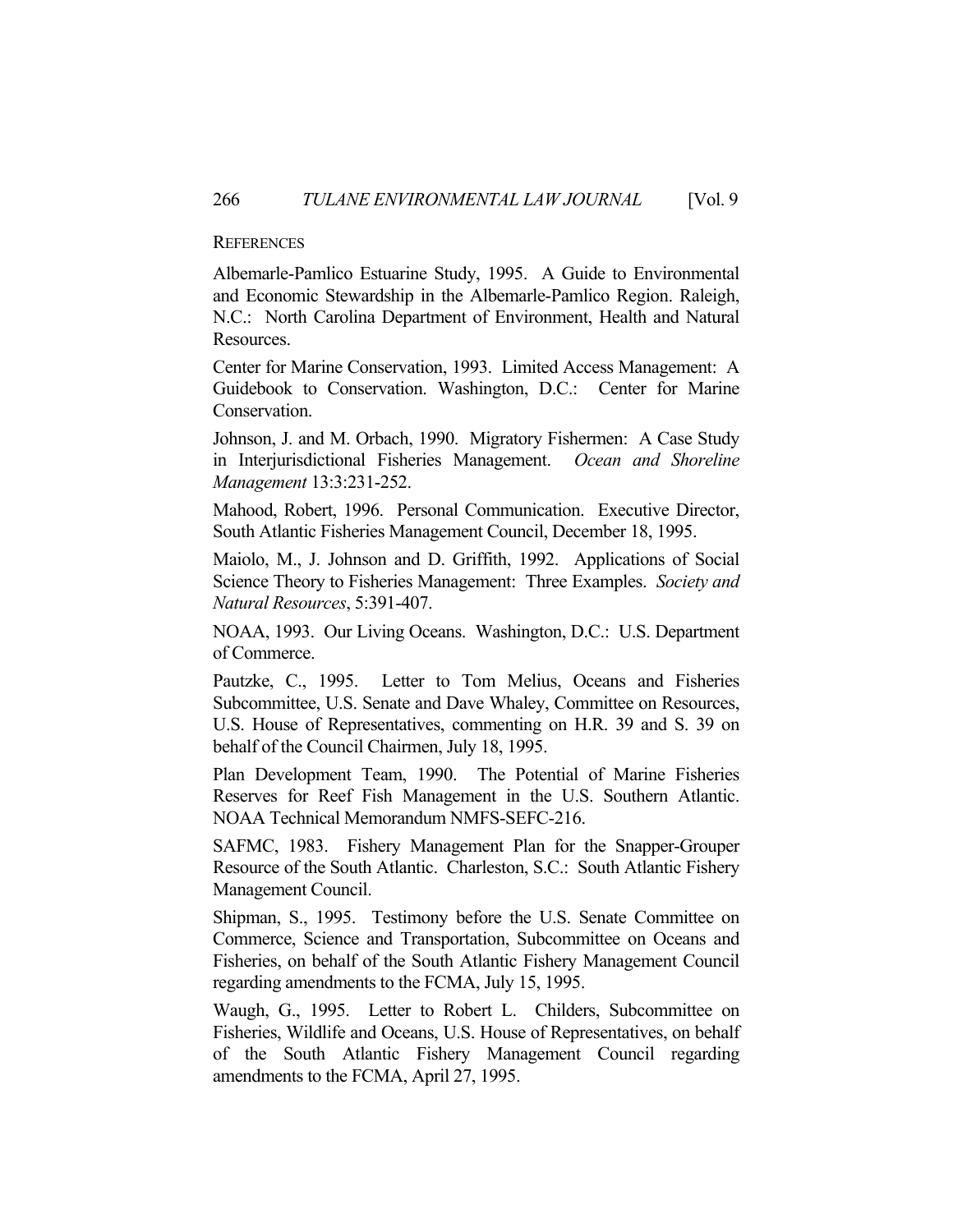## REFERENCES

Albemarle-Pamlico Estuarine Study, 1995. A Guide to Environmental and Economic Stewardship in the Albemarle-Pamlico Region. Raleigh, N.C.: North Carolina Department of Environment, Health and Natural Resources.

Center for Marine Conservation, 1993. Limited Access Management: A Guidebook to Conservation. Washington, D.C.: Center for Marine Conservation.

Johnson, J. and M. Orbach, 1990. Migratory Fishermen: A Case Study in Interjurisdictional Fisheries Management. *Ocean and Shoreline Management* 13:3:231-252.

Mahood, Robert, 1996. Personal Communication. Executive Director, South Atlantic Fisheries Management Council, December 18, 1995.

Maiolo, M., J. Johnson and D. Griffith, 1992. Applications of Social Science Theory to Fisheries Management: Three Examples. *Society and Natural Resources*, 5:391-407.

NOAA, 1993. Our Living Oceans. Washington, D.C.: U.S. Department of Commerce.

Pautzke, C., 1995. Letter to Tom Melius, Oceans and Fisheries Subcommittee, U.S. Senate and Dave Whaley, Committee on Resources, U.S. House of Representatives, commenting on H.R. 39 and S. 39 on behalf of the Council Chairmen, July 18, 1995.

Plan Development Team, 1990. The Potential of Marine Fisheries Reserves for Reef Fish Management in the U.S. Southern Atlantic. NOAA Technical Memorandum NMFS-SEFC-216.

SAFMC, 1983. Fishery Management Plan for the Snapper-Grouper Resource of the South Atlantic. Charleston, S.C.: South Atlantic Fishery Management Council.

Shipman, S., 1995. Testimony before the U.S. Senate Committee on Commerce, Science and Transportation, Subcommittee on Oceans and Fisheries, on behalf of the South Atlantic Fishery Management Council regarding amendments to the FCMA, July 15, 1995.

Waugh, G., 1995. Letter to Robert L. Childers, Subcommittee on Fisheries, Wildlife and Oceans, U.S. House of Representatives, on behalf of the South Atlantic Fishery Management Council regarding amendments to the FCMA, April 27, 1995.